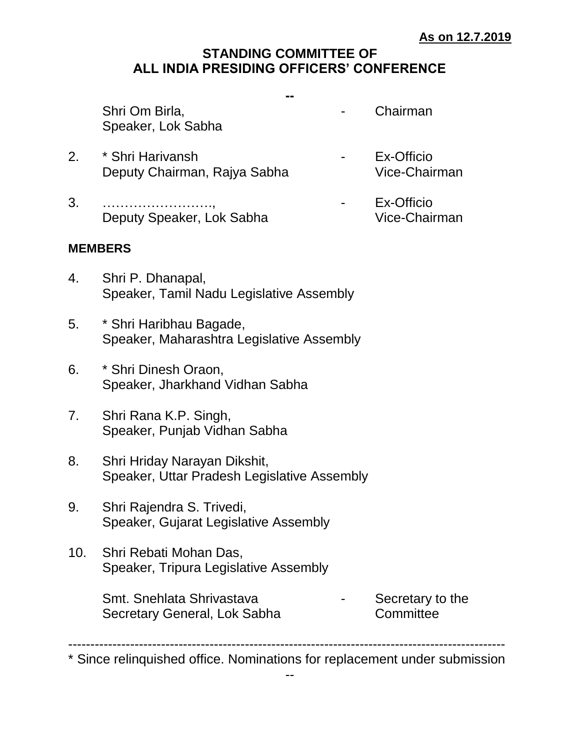**As on 12.7.2019**

## STANDING COMMITTEE OF ALL INDIA PRESIDING OFFICERS' CONFERENCE

--

| | | | |
|---|---|---|---|
| | Shri Om Birla,<br>Speaker, Lok Sabha | - | Chairman |
| 2. | * Shri Harivansh<br>Deputy Chairman, Rajya Sabha | - | Ex-Officio<br>Vice-Chairman |
| 3. | ……………………,<br>Deputy Speaker, Lok Sabha | - | Ex-Officio<br>Vice-Chairman |

**MEMBERS**

4. Shri P. Dhanapal,
   Speaker, Tamil Nadu Legislative Assembly

5. * Shri Haribhau Bagade,
   Speaker, Maharashtra Legislative Assembly

6. * Shri Dinesh Oraon,
   Speaker, Jharkhand Vidhan Sabha

7. Shri Rana K.P. Singh,
   Speaker, Punjab Vidhan Sabha

8. Shri Hriday Narayan Dikshit,
   Speaker, Uttar Pradesh Legislative Assembly

9. Shri Rajendra S. Trivedi,
   Speaker, Gujarat Legislative Assembly

10. Shri Rebati Mohan Das,
    Speaker, Tripura Legislative Assembly

| | | |
|---|---|---|
| Smt. Snehlata Shrivastava<br>Secretary General, Lok Sabha | - | Secretary to the<br>Committee |

---

* Since relinquished office. Nominations for replacement under submission

--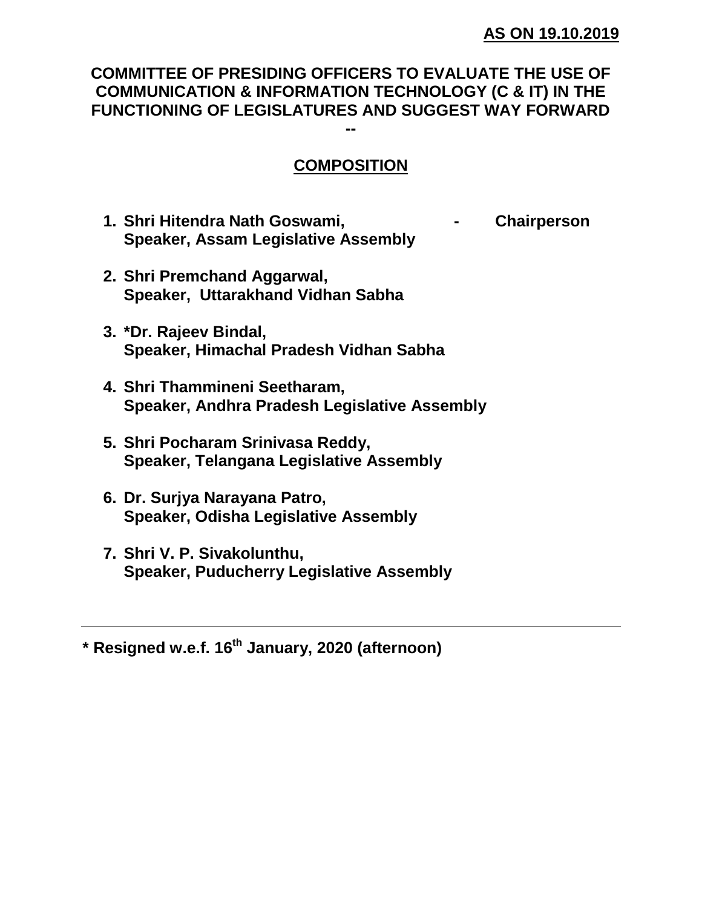**AS ON 19.10.2019**

# COMMITTEE OF PRESIDING OFFICERS TO EVALUATE THE USE OF COMMUNICATION & INFORMATION TECHNOLOGY (C & IT) IN THE FUNCTIONING OF LEGISLATURES AND SUGGEST WAY FORWARD

--

## COMPOSITION

1. **Shri Hitendra Nath Goswami,** - **Chairperson**
   **Speaker, Assam Legislative Assembly**

2. **Shri Premchand Aggarwal,**
   **Speaker, Uttarakhand Vidhan Sabha**

3. **\*Dr. Rajeev Bindal,**
   **Speaker, Himachal Pradesh Vidhan Sabha**

4. **Shri Thammineni Seetharam,**
   **Speaker, Andhra Pradesh Legislative Assembly**

5. **Shri Pocharam Srinivasa Reddy,**
   **Speaker, Telangana Legislative Assembly**

6. **Dr. Surjya Narayana Patro,**
   **Speaker, Odisha Legislative Assembly**

7. **Shri V. P. Sivakolunthu,**
   **Speaker, Puducherry Legislative Assembly**

---

**\* Resigned w.e.f. 16th January, 2020 (afternoon)**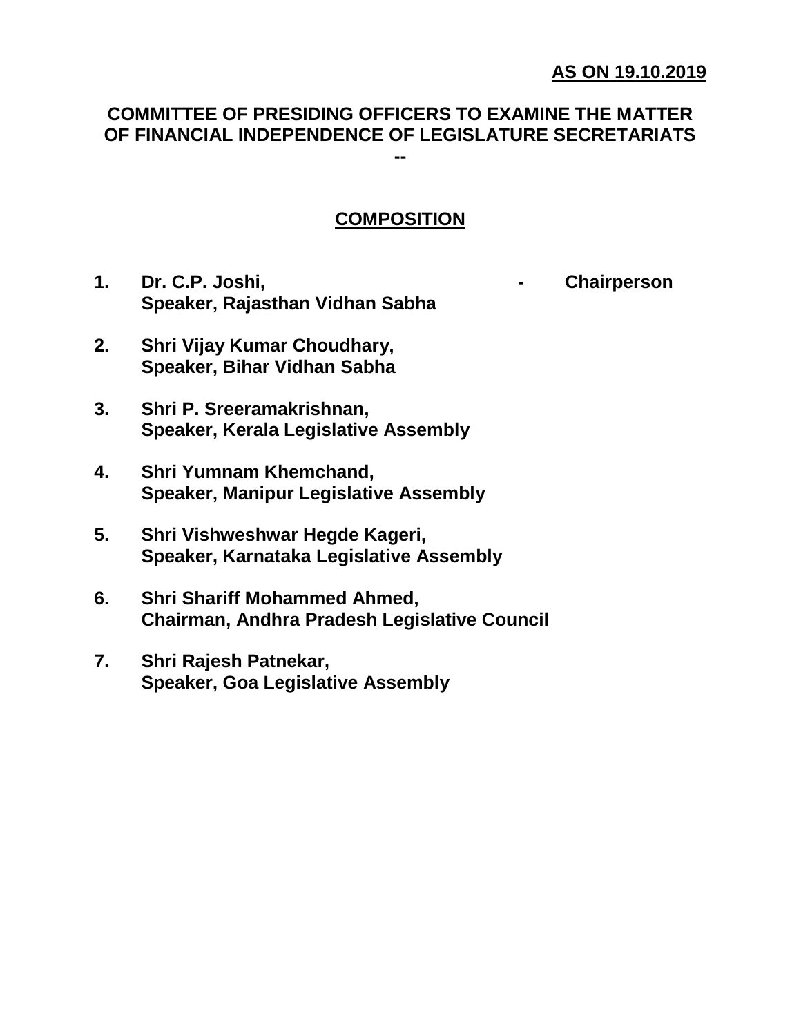**AS ON 19.10.2019**

## COMMITTEE OF PRESIDING OFFICERS TO EXAMINE THE MATTER OF FINANCIAL INDEPENDENCE OF LEGISLATURE SECRETARIATS

--

### COMPOSITION

1. **Dr. C.P. Joshi,** - **Chairperson**
   **Speaker, Rajasthan Vidhan Sabha**

2. **Shri Vijay Kumar Choudhary,**
   **Speaker, Bihar Vidhan Sabha**

3. **Shri P. Sreeramakrishnan,**
   **Speaker, Kerala Legislative Assembly**

4. **Shri Yumnam Khemchand,**
   **Speaker, Manipur Legislative Assembly**

5. **Shri Vishweshwar Hegde Kageri,**
   **Speaker, Karnataka Legislative Assembly**

6. **Shri Shariff Mohammed Ahmed,**
   **Chairman, Andhra Pradesh Legislative Council**

7. **Shri Rajesh Patnekar,**
   **Speaker, Goa Legislative Assembly**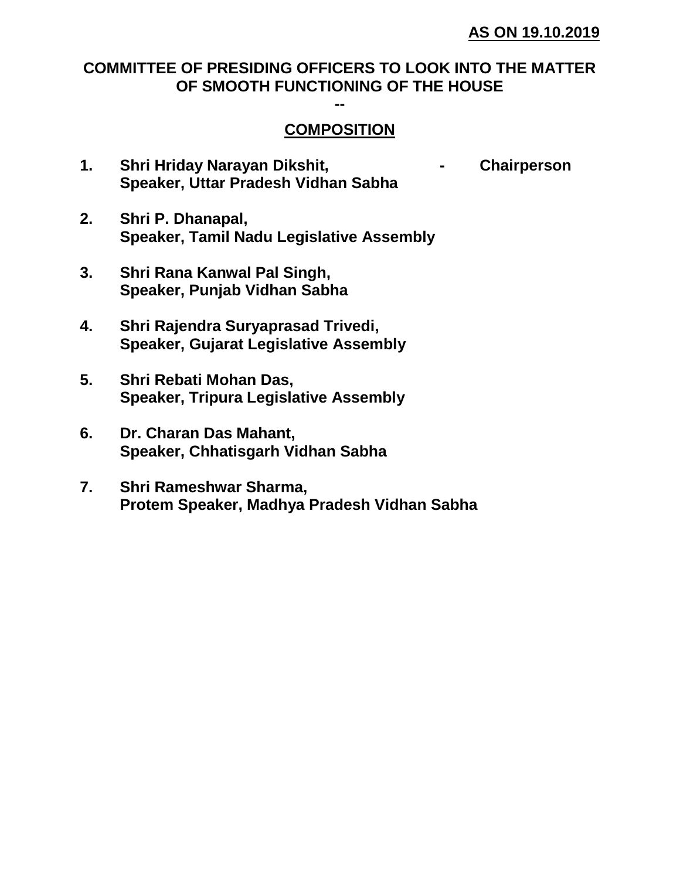**AS ON 19.10.2019**

# COMMITTEE OF PRESIDING OFFICERS TO LOOK INTO THE MATTER OF SMOOTH FUNCTIONING OF THE HOUSE

--

## COMPOSITION

1. **Shri Hriday Narayan Dikshit, - Chairperson**
   **Speaker, Uttar Pradesh Vidhan Sabha**

2. **Shri P. Dhanapal,**
   **Speaker, Tamil Nadu Legislative Assembly**

3. **Shri Rana Kanwal Pal Singh,**
   **Speaker, Punjab Vidhan Sabha**

4. **Shri Rajendra Suryaprasad Trivedi,**
   **Speaker, Gujarat Legislative Assembly**

5. **Shri Rebati Mohan Das,**
   **Speaker, Tripura Legislative Assembly**

6. **Dr. Charan Das Mahant,**
   **Speaker, Chhatisgarh Vidhan Sabha**

7. **Shri Rameshwar Sharma,**
   **Protem Speaker, Madhya Pradesh Vidhan Sabha**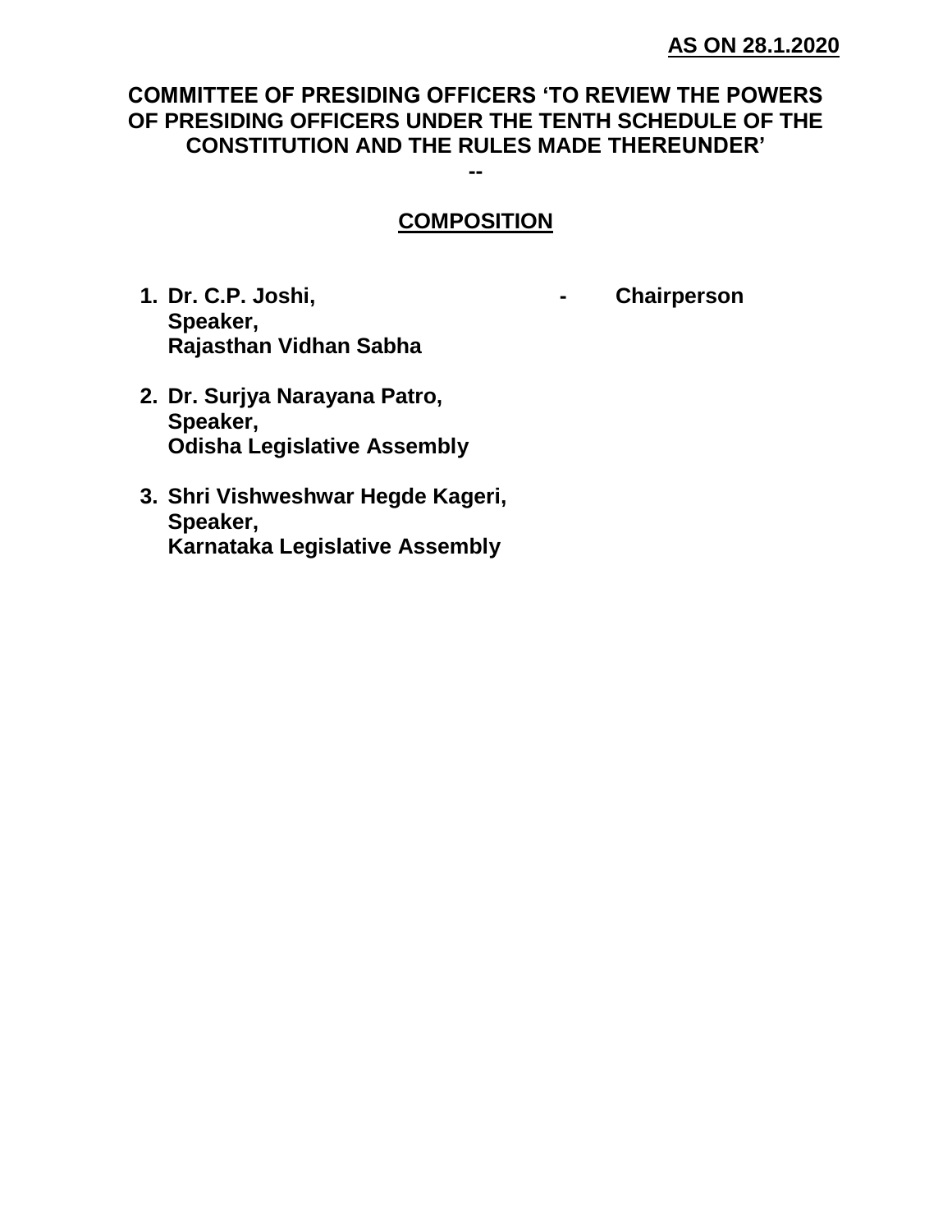**AS ON 28.1.2020**

## COMMITTEE OF PRESIDING OFFICERS 'TO REVIEW THE POWERS OF PRESIDING OFFICERS UNDER THE TENTH SCHEDULE OF THE CONSTITUTION AND THE RULES MADE THEREUNDER'

--

### COMPOSITION

1. **Dr. C.P. Joshi,**
   **Speaker,**
   **Rajasthan Vidhan Sabha** - **Chairperson**

2. **Dr. Surjya Narayana Patro,**
   **Speaker,**
   **Odisha Legislative Assembly**

3. **Shri Vishweshwar Hegde Kageri,**
   **Speaker,**
   **Karnataka Legislative Assembly**